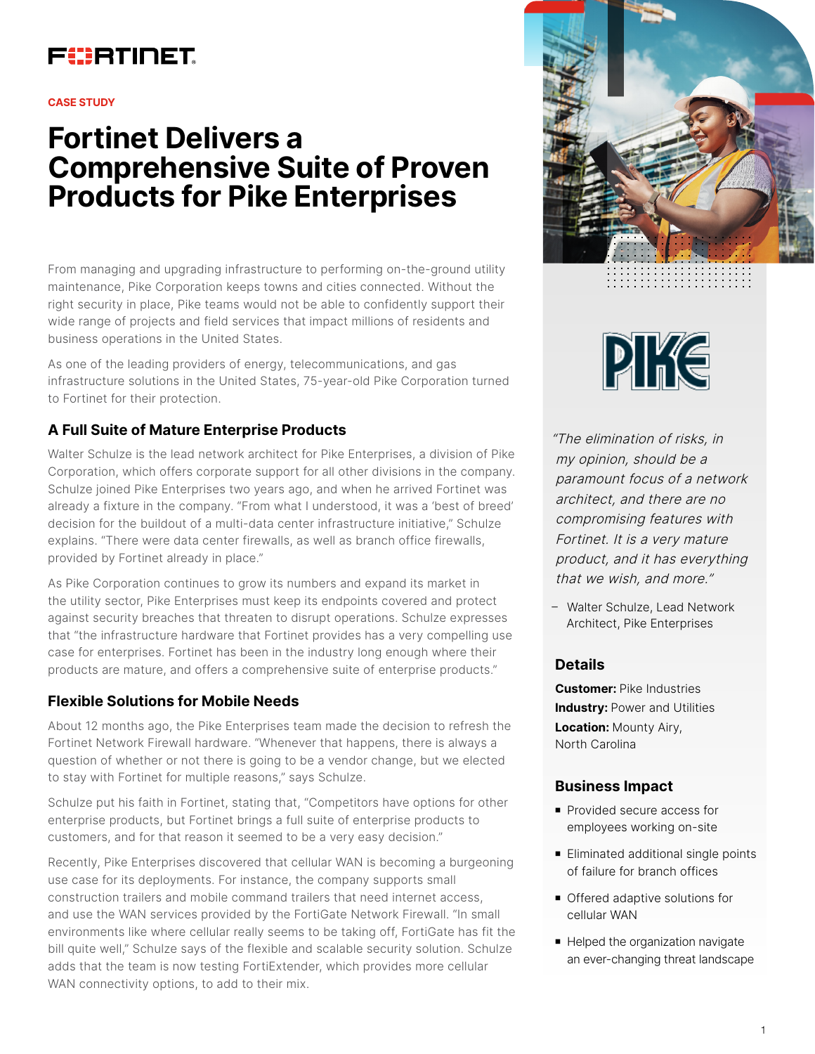FORTINET

CASE STUDY

# Fortinet Delivers a Comprehensive Suite of Proven Products for Pike Enterprises

From managing and upgrading infrastructure to performing on-the-ground utility maintenance, Pike Corporation keeps towns and cities connected. Without the right security in place, Pike teams would not be able to confidently support their wide range of projects and field services that impact millions of residents and business operations in the United States.

As one of the leading providers of energy, telecommunications, and gas infrastructure solutions in the United States, 75-year-old Pike Corporation turned to Fortinet for their protection.

## A Full Suite of Mature Enterprise Products

Walter Schulze is the lead network architect for Pike Enterprises, a division of Pike Corporation, which offers corporate support for all other divisions in the company. Schulze joined Pike Enterprises two years ago, and when he arrived Fortinet was already a fixture in the company. "From what I understood, it was a 'best of breed' decision for the buildout of a multi-data center infrastructure initiative," Schulze explains. "There were data center firewalls, as well as branch office firewalls, provided by Fortinet already in place."

As Pike Corporation continues to grow its numbers and expand its market in the utility sector, Pike Enterprises must keep its endpoints covered and protect against security breaches that threaten to disrupt operations. Schulze expresses that "the infrastructure hardware that Fortinet provides has a very compelling use case for enterprises. Fortinet has been in the industry long enough where their products are mature, and offers a comprehensive suite of enterprise products."

## Flexible Solutions for Mobile Needs

About 12 months ago, the Pike Enterprises team made the decision to refresh the Fortinet Network Firewall hardware. "Whenever that happens, there is always a question of whether or not there is going to be a vendor change, but we elected to stay with Fortinet for multiple reasons," says Schulze.

Schulze put his faith in Fortinet, stating that, "Competitors have options for other enterprise products, but Fortinet brings a full suite of enterprise products to customers, and for that reason it seemed to be a very easy decision."

Recently, Pike Enterprises discovered that cellular WAN is becoming a burgeoning use case for its deployments. For instance, the company supports small construction trailers and mobile command trailers that need internet access, and use the WAN services provided by the FortiGate Network Firewall. "In small environments like where cellular really seems to be taking off, FortiGate has fit the bill quite well," Schulze says of the flexible and scalable security solution. Schulze adds that the team is now testing FortiExtender, which provides more cellular WAN connectivity options, to add to their mix.

PIKE

*"The elimination of risks, in my opinion, should be a paramount focus of a network architect, and there are no compromising features with Fortinet. It is a very mature product, and it has everything that we wish, and more."*

– Walter Schulze, Lead Network Architect, Pike Enterprises

## Details

**Customer:** Pike Industries

**Industry:** Power and Utilities

**Location:** Mounty Airy, North Carolina

## Business Impact

- Provided secure access for employees working on-site
- Eliminated additional single points of failure for branch offices
- Offered adaptive solutions for cellular WAN
- Helped the organization navigate an ever-changing threat landscape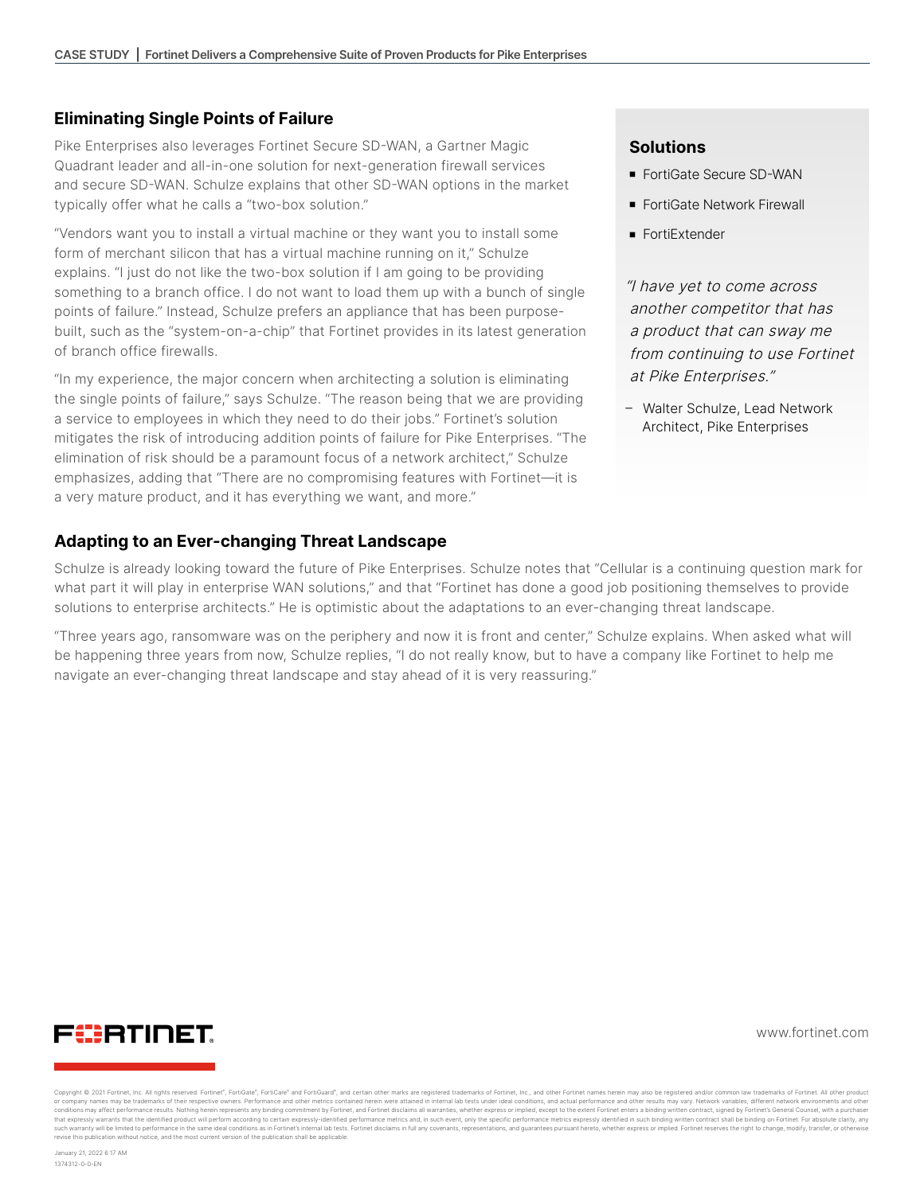## Eliminating Single Points of Failure

Pike Enterprises also leverages Fortinet Secure SD-WAN, a Gartner Magic Quadrant leader and all-in-one solution for next-generation firewall services and secure SD-WAN. Schulze explains that other SD-WAN options in the market typically offer what he calls a "two-box solution."

"Vendors want you to install a virtual machine or they want you to install some form of merchant silicon that has a virtual machine running on it," Schulze explains. "I just do not like the two-box solution if I am going to be providing something to a branch office. I do not want to load them up with a bunch of single points of failure." Instead, Schulze prefers an appliance that has been purpose-built, such as the "system-on-a-chip" that Fortinet provides in its latest generation of branch office firewalls.

"In my experience, the major concern when architecting a solution is eliminating the single points of failure," says Schulze. "The reason being that we are providing a service to employees in which they need to do their jobs." Fortinet's solution mitigates the risk of introducing addition points of failure for Pike Enterprises. "The elimination of risk should be a paramount focus of a network architect," Schulze emphasizes, adding that "There are no compromising features with Fortinet—it is a very mature product, and it has everything we want, and more."

### Solutions

- FortiGate Secure SD-WAN
- FortiGate Network Firewall
- FortiExtender

*"I have yet to come across another competitor that has a product that can sway me from continuing to use Fortinet at Pike Enterprises."*

– Walter Schulze, Lead Network Architect, Pike Enterprises

## Adapting to an Ever-changing Threat Landscape

Schulze is already looking toward the future of Pike Enterprises. Schulze notes that "Cellular is a continuing question mark for what part it will play in enterprise WAN solutions," and that "Fortinet has done a good job positioning themselves to provide solutions to enterprise architects." He is optimistic about the adaptations to an ever-changing threat landscape.

"Three years ago, ransomware was on the periphery and now it is front and center," Schulze explains. When asked what will be happening three years from now, Schulze replies, "I do not really know, but to have a company like Fortinet to help me navigate an ever-changing threat landscape and stay ahead of it is very reassuring."

www.fortinet.com

Copyright © 2021 Fortinet, Inc. All rights reserved. Fortinet®, FortiGate®, FortiCare® and FortiGuard®, and certain other marks are registered trademarks of Fortinet, Inc., and other Fortinet names herein may also be registered and/or common law trademarks of Fortinet. All other product or company names may be trademarks of their respective owners. Performance and other metrics contained herein were attained in internal lab tests under ideal conditions, and actual performance and other results may vary. Network variables, different network environments and other conditions may affect performance results. Nothing herein represents any binding commitment by Fortinet, and Fortinet disclaims all warranties, whether express or implied, except to the extent Fortinet enters a binding written contract, signed by Fortinet's General Counsel, with a purchaser that expressly warrants that the identified product will perform according to certain expressly-identified performance metrics and, in such event, only the specific performance metrics expressly identified in such binding written contract shall be binding on Fortinet. For absolute clarity, any such warranty will be limited to performance in the same ideal conditions as in Fortinet's internal lab tests. Fortinet disclaims in full any covenants, representations, and guarantees pursuant hereto, whether express or implied. Fortinet reserves the right to change, modify, transfer, or otherwise revise this publication without notice, and the most current version of the publication shall be applicable.

January 21, 2022 6:17 AM
1374312-0-0-EN